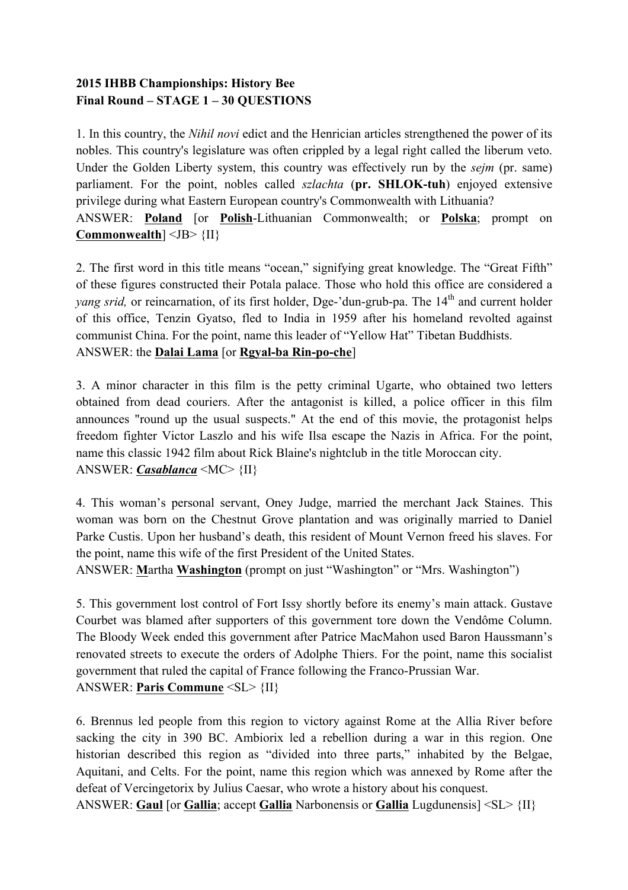**2015 IHBB Championships: History Bee**
**Final Round – STAGE 1 – 30 QUESTIONS**

1. In this country, the *Nihil novi* edict and the Henrician articles strengthened the power of its nobles. This country's legislature was often crippled by a legal right called the liberum veto. Under the Golden Liberty system, this country was effectively run by the *sejm* (pr. same) parliament. For the point, nobles called *szlachta* (**pr. SHLOK-tuh**) enjoyed extensive privilege during what Eastern European country's Commonwealth with Lithuania?
ANSWER: **<u>Poland</u>** [or **<u>Polish</u>**-Lithuanian Commonwealth; or **<u>Polska</u>**; prompt on **<u>Commonwealth</u>**] <JB> {II}

2. The first word in this title means "ocean," signifying great knowledge. The "Great Fifth" of these figures constructed their Potala palace. Those who hold this office are considered a *yang srid,* or reincarnation, of its first holder, Dge-'dun-grub-pa. The 14th and current holder of this office, Tenzin Gyatso, fled to India in 1959 after his homeland revolted against communist China. For the point, name this leader of "Yellow Hat" Tibetan Buddhists.
ANSWER: the **<u>Dalai Lama</u>** [or **<u>Rgyal-ba Rin-po-che</u>**]

3. A minor character in this film is the petty criminal Ugarte, who obtained two letters obtained from dead couriers. After the antagonist is killed, a police officer in this film announces "round up the usual suspects." At the end of this movie, the protagonist helps freedom fighter Victor Laszlo and his wife Ilsa escape the Nazis in Africa. For the point, name this classic 1942 film about Rick Blaine's nightclub in the title Moroccan city.
ANSWER: ***<u>Casablanca</u>*** <MC> {II}

4. This woman's personal servant, Oney Judge, married the merchant Jack Staines. This woman was born on the Chestnut Grove plantation and was originally married to Daniel Parke Custis. Upon her husband's death, this resident of Mount Vernon freed his slaves. For the point, name this wife of the first President of the United States.
ANSWER: **<u>M</u>**artha **<u>Washington</u>** (prompt on just "Washington" or "Mrs. Washington")

5. This government lost control of Fort Issy shortly before its enemy's main attack. Gustave Courbet was blamed after supporters of this government tore down the Vendôme Column. The Bloody Week ended this government after Patrice MacMahon used Baron Haussmann's renovated streets to execute the orders of Adolphe Thiers. For the point, name this socialist government that ruled the capital of France following the Franco-Prussian War.
ANSWER: **<u>Paris Commune</u>** <SL> {II}

6. Brennus led people from this region to victory against Rome at the Allia River before sacking the city in 390 BC. Ambiorix led a rebellion during a war in this region. One historian described this region as "divided into three parts," inhabited by the Belgae, Aquitani, and Celts. For the point, name this region which was annexed by Rome after the defeat of Vercingetorix by Julius Caesar, who wrote a history about his conquest.
ANSWER: **<u>Gaul</u>** [or **<u>Gallia</u>**; accept **<u>Gallia</u>** Narbonensis or **<u>Gallia</u>** Lugdunensis] <SL> {II}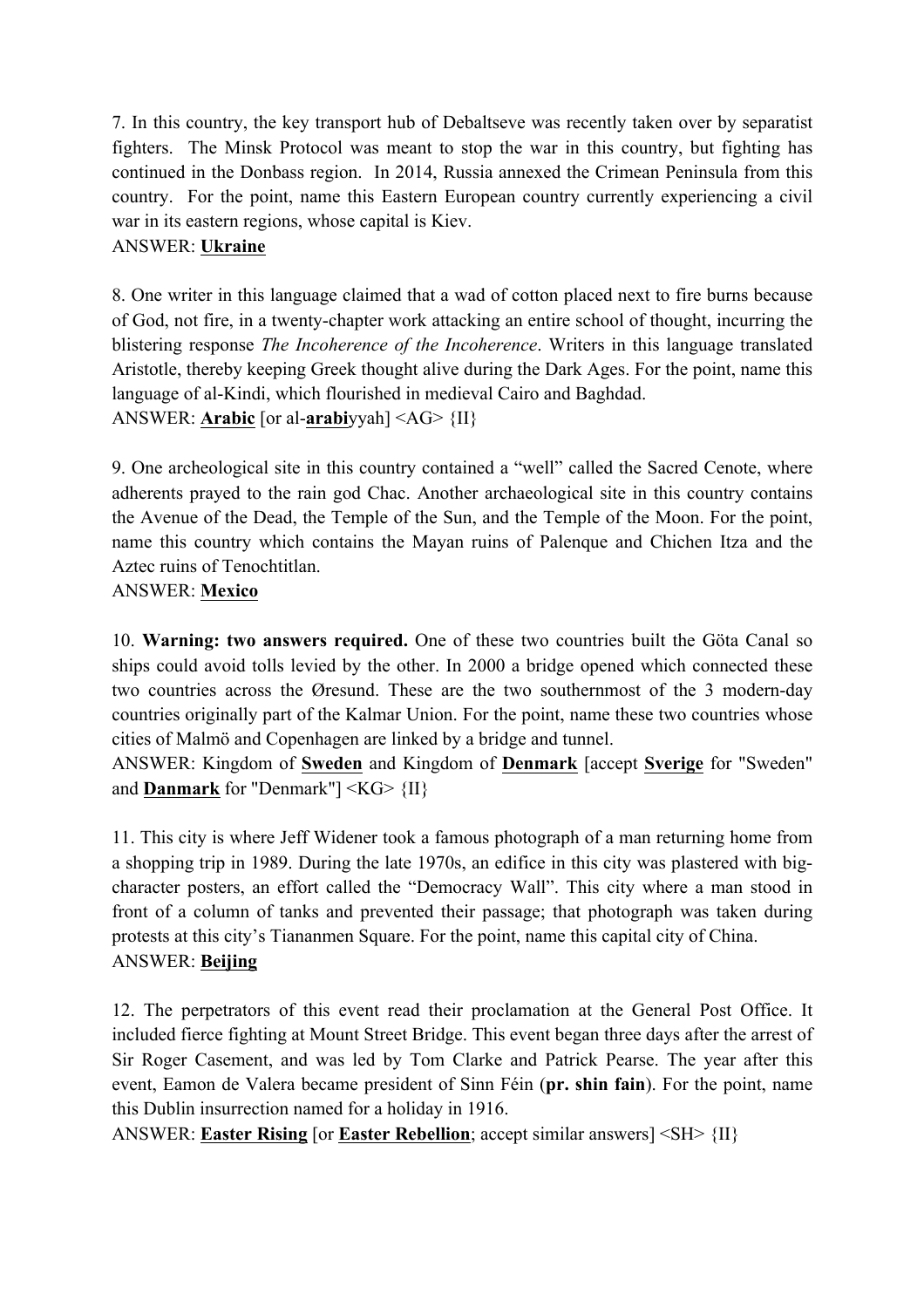7. In this country, the key transport hub of Debaltseve was recently taken over by separatist fighters. The Minsk Protocol was meant to stop the war in this country, but fighting has continued in the Donbass region. In 2014, Russia annexed the Crimean Peninsula from this country. For the point, name this Eastern European country currently experiencing a civil war in its eastern regions, whose capital is Kiev.

ANSWER: **Ukraine**

8. One writer in this language claimed that a wad of cotton placed next to fire burns because of God, not fire, in a twenty-chapter work attacking an entire school of thought, incurring the blistering response *The Incoherence of the Incoherence*. Writers in this language translated Aristotle, thereby keeping Greek thought alive during the Dark Ages. For the point, name this language of al-Kindi, which flourished in medieval Cairo and Baghdad.

ANSWER: **Arabic** [or al-**arabi**yyah] <AG> {II}

9. One archeological site in this country contained a "well" called the Sacred Cenote, where adherents prayed to the rain god Chac. Another archaeological site in this country contains the Avenue of the Dead, the Temple of the Sun, and the Temple of the Moon. For the point, name this country which contains the Mayan ruins of Palenque and Chichen Itza and the Aztec ruins of Tenochtitlan.

ANSWER: **Mexico**

10. **Warning: two answers required.** One of these two countries built the Göta Canal so ships could avoid tolls levied by the other. In 2000 a bridge opened which connected these two countries across the Øresund. These are the two southernmost of the 3 modern-day countries originally part of the Kalmar Union. For the point, name these two countries whose cities of Malmö and Copenhagen are linked by a bridge and tunnel.

ANSWER: Kingdom of **Sweden** and Kingdom of **Denmark** [accept **Sverige** for "Sweden" and **Danmark** for "Denmark"] <KG> {II}

11. This city is where Jeff Widener took a famous photograph of a man returning home from a shopping trip in 1989. During the late 1970s, an edifice in this city was plastered with big-character posters, an effort called the "Democracy Wall". This city where a man stood in front of a column of tanks and prevented their passage; that photograph was taken during protests at this city's Tiananmen Square. For the point, name this capital city of China.

ANSWER: **Beijing**

12. The perpetrators of this event read their proclamation at the General Post Office. It included fierce fighting at Mount Street Bridge. This event began three days after the arrest of Sir Roger Casement, and was led by Tom Clarke and Patrick Pearse. The year after this event, Eamon de Valera became president of Sinn Féin (**pr. shin fain**). For the point, name this Dublin insurrection named for a holiday in 1916.

ANSWER: **Easter Rising** [or **Easter Rebellion**; accept similar answers] <SH> {II}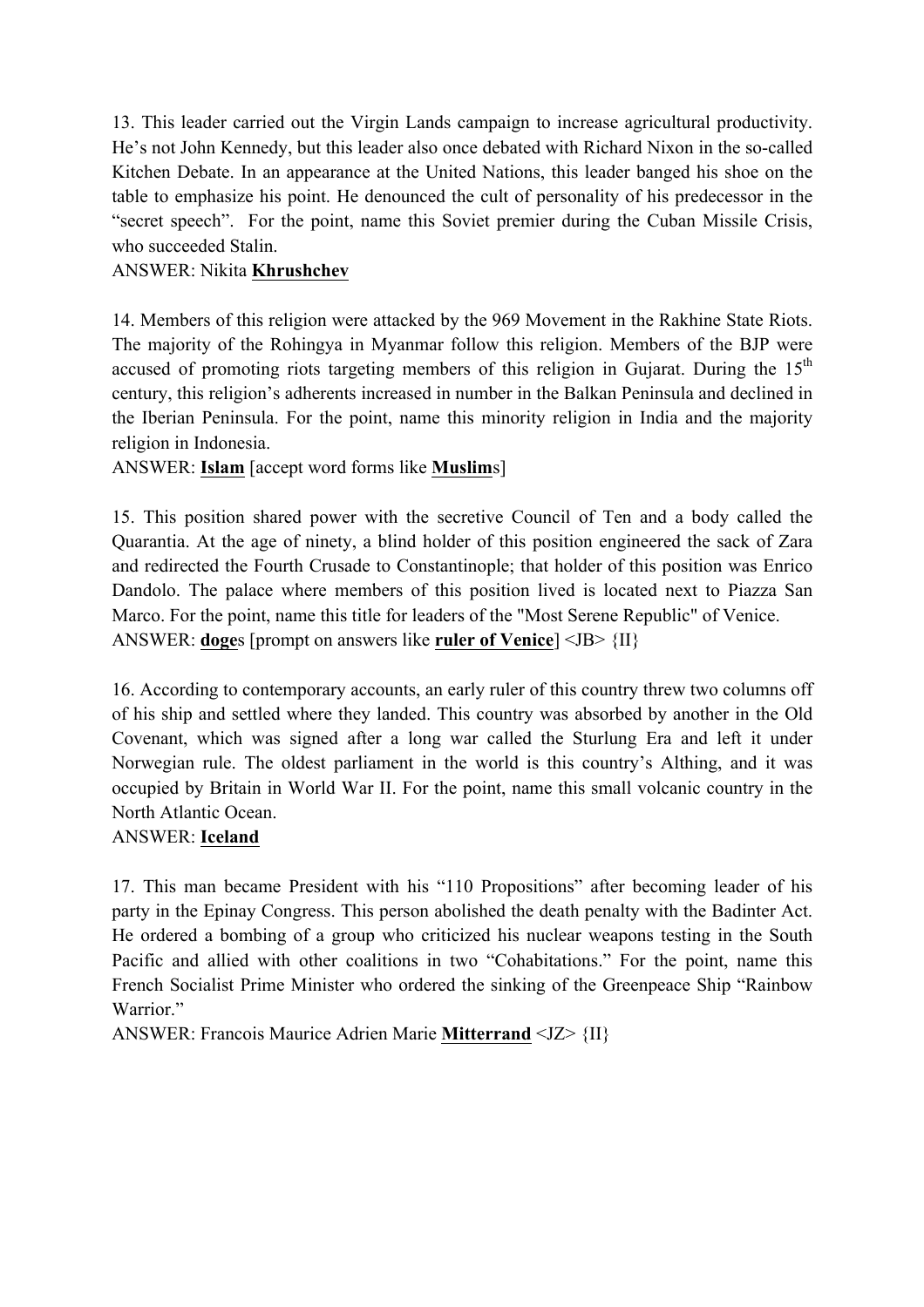13. This leader carried out the Virgin Lands campaign to increase agricultural productivity. He's not John Kennedy, but this leader also once debated with Richard Nixon in the so-called Kitchen Debate. In an appearance at the United Nations, this leader banged his shoe on the table to emphasize his point. He denounced the cult of personality of his predecessor in the "secret speech". For the point, name this Soviet premier during the Cuban Missile Crisis, who succeeded Stalin.

ANSWER: Nikita **Khrushchev**

14. Members of this religion were attacked by the 969 Movement in the Rakhine State Riots. The majority of the Rohingya in Myanmar follow this religion. Members of the BJP were accused of promoting riots targeting members of this religion in Gujarat. During the 15th century, this religion's adherents increased in number in the Balkan Peninsula and declined in the Iberian Peninsula. For the point, name this minority religion in India and the majority religion in Indonesia.

ANSWER: **Islam** [accept word forms like **Muslim**s]

15. This position shared power with the secretive Council of Ten and a body called the Quarantia. At the age of ninety, a blind holder of this position engineered the sack of Zara and redirected the Fourth Crusade to Constantinople; that holder of this position was Enrico Dandolo. The palace where members of this position lived is located next to Piazza San Marco. For the point, name this title for leaders of the "Most Serene Republic" of Venice.

ANSWER: **doge**s [prompt on answers like **ruler of Venice**] <JB> {II}

16. According to contemporary accounts, an early ruler of this country threw two columns off of his ship and settled where they landed. This country was absorbed by another in the Old Covenant, which was signed after a long war called the Sturlung Era and left it under Norwegian rule. The oldest parliament in the world is this country's Althing, and it was occupied by Britain in World War II. For the point, name this small volcanic country in the North Atlantic Ocean.

ANSWER: **Iceland**

17. This man became President with his "110 Propositions" after becoming leader of his party in the Epinay Congress. This person abolished the death penalty with the Badinter Act. He ordered a bombing of a group who criticized his nuclear weapons testing in the South Pacific and allied with other coalitions in two "Cohabitations." For the point, name this French Socialist Prime Minister who ordered the sinking of the Greenpeace Ship "Rainbow Warrior."

ANSWER: Francois Maurice Adrien Marie **Mitterrand** <JZ> {II}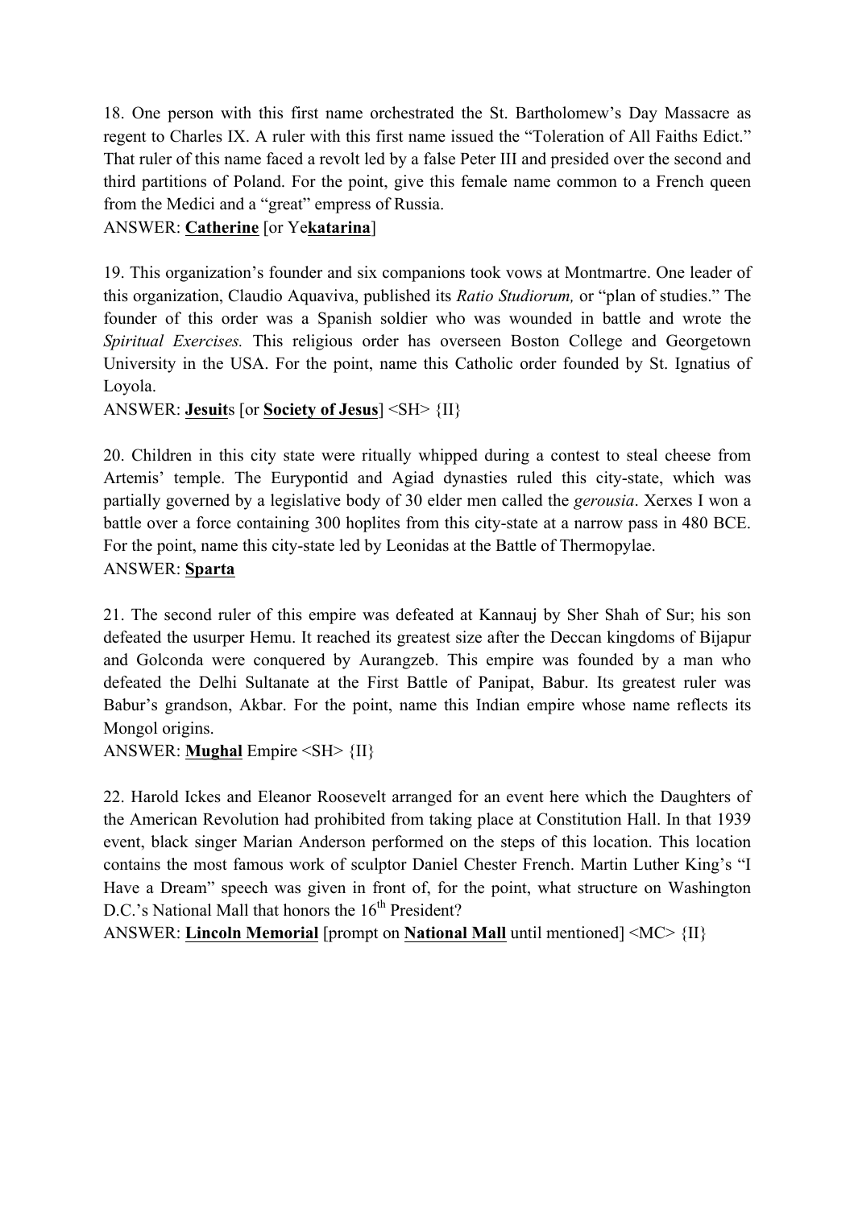18. One person with this first name orchestrated the St. Bartholomew's Day Massacre as regent to Charles IX. A ruler with this first name issued the "Toleration of All Faiths Edict." That ruler of this name faced a revolt led by a false Peter III and presided over the second and third partitions of Poland. For the point, give this female name common to a French queen from the Medici and a "great" empress of Russia.

ANSWER: **Catherine** [or Ye**katarina**]

19. This organization's founder and six companions took vows at Montmartre. One leader of this organization, Claudio Aquaviva, published its *Ratio Studiorum,* or "plan of studies." The founder of this order was a Spanish soldier who was wounded in battle and wrote the *Spiritual Exercises.* This religious order has overseen Boston College and Georgetown University in the USA. For the point, name this Catholic order founded by St. Ignatius of Loyola.

ANSWER: **Jesuit**s [or **Society of Jesus**] <SH> {II}

20. Children in this city state were ritually whipped during a contest to steal cheese from Artemis' temple. The Eurypontid and Agiad dynasties ruled this city-state, which was partially governed by a legislative body of 30 elder men called the *gerousia*. Xerxes I won a battle over a force containing 300 hoplites from this city-state at a narrow pass in 480 BCE. For the point, name this city-state led by Leonidas at the Battle of Thermopylae.

ANSWER: **Sparta**

21. The second ruler of this empire was defeated at Kannauj by Sher Shah of Sur; his son defeated the usurper Hemu. It reached its greatest size after the Deccan kingdoms of Bijapur and Golconda were conquered by Aurangzeb. This empire was founded by a man who defeated the Delhi Sultanate at the First Battle of Panipat, Babur. Its greatest ruler was Babur's grandson, Akbar. For the point, name this Indian empire whose name reflects its Mongol origins.

ANSWER: **Mughal** Empire <SH> {II}

22. Harold Ickes and Eleanor Roosevelt arranged for an event here which the Daughters of the American Revolution had prohibited from taking place at Constitution Hall. In that 1939 event, black singer Marian Anderson performed on the steps of this location. This location contains the most famous work of sculptor Daniel Chester French. Martin Luther King's "I Have a Dream" speech was given in front of, for the point, what structure on Washington D.C.'s National Mall that honors the 16th President?

ANSWER: **Lincoln Memorial** [prompt on **National Mall** until mentioned] <MC> {II}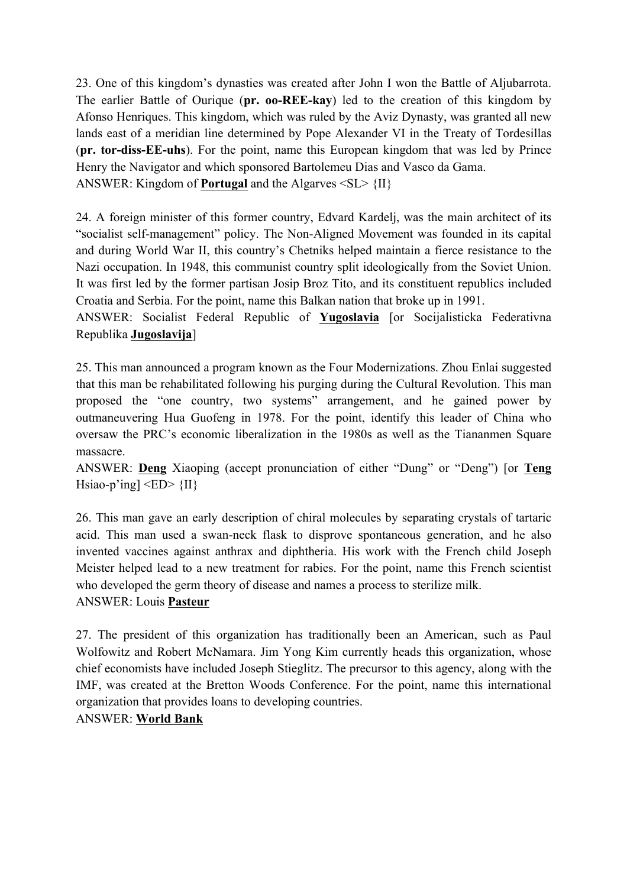23. One of this kingdom's dynasties was created after John I won the Battle of Aljubarrota. The earlier Battle of Ourique (**pr. oo-REE-kay**) led to the creation of this kingdom by Afonso Henriques. This kingdom, which was ruled by the Aviz Dynasty, was granted all new lands east of a meridian line determined by Pope Alexander VI in the Treaty of Tordesillas (**pr. tor-diss-EE-uhs**). For the point, name this European kingdom that was led by Prince Henry the Navigator and which sponsored Bartolemeu Dias and Vasco da Gama.
ANSWER: Kingdom of **<u>Portugal</u>** and the Algarves <SL> {II}

24. A foreign minister of this former country, Edvard Kardelj, was the main architect of its "socialist self-management" policy. The Non-Aligned Movement was founded in its capital and during World War II, this country's Chetniks helped maintain a fierce resistance to the Nazi occupation. In 1948, this communist country split ideologically from the Soviet Union. It was first led by the former partisan Josip Broz Tito, and its constituent republics included Croatia and Serbia. For the point, name this Balkan nation that broke up in 1991.
ANSWER: Socialist Federal Republic of **<u>Yugoslavia</u>** [or Socijalisticka Federativna Republika **<u>Jugoslavija</u>**]

25. This man announced a program known as the Four Modernizations. Zhou Enlai suggested that this man be rehabilitated following his purging during the Cultural Revolution. This man proposed the "one country, two systems" arrangement, and he gained power by outmaneuvering Hua Guofeng in 1978. For the point, identify this leader of China who oversaw the PRC's economic liberalization in the 1980s as well as the Tiananmen Square massacre.
ANSWER: **<u>Deng</u>** Xiaoping (accept pronunciation of either "Dung" or "Deng") [or **<u>Teng</u>** Hsiao-p'ing] <ED> {II}

26. This man gave an early description of chiral molecules by separating crystals of tartaric acid. This man used a swan-neck flask to disprove spontaneous generation, and he also invented vaccines against anthrax and diphtheria. His work with the French child Joseph Meister helped lead to a new treatment for rabies. For the point, name this French scientist who developed the germ theory of disease and names a process to sterilize milk.
ANSWER: Louis **<u>Pasteur</u>**

27. The president of this organization has traditionally been an American, such as Paul Wolfowitz and Robert McNamara. Jim Yong Kim currently heads this organization, whose chief economists have included Joseph Stieglitz. The precursor to this agency, along with the IMF, was created at the Bretton Woods Conference. For the point, name this international organization that provides loans to developing countries.
ANSWER: **<u>World Bank</u>**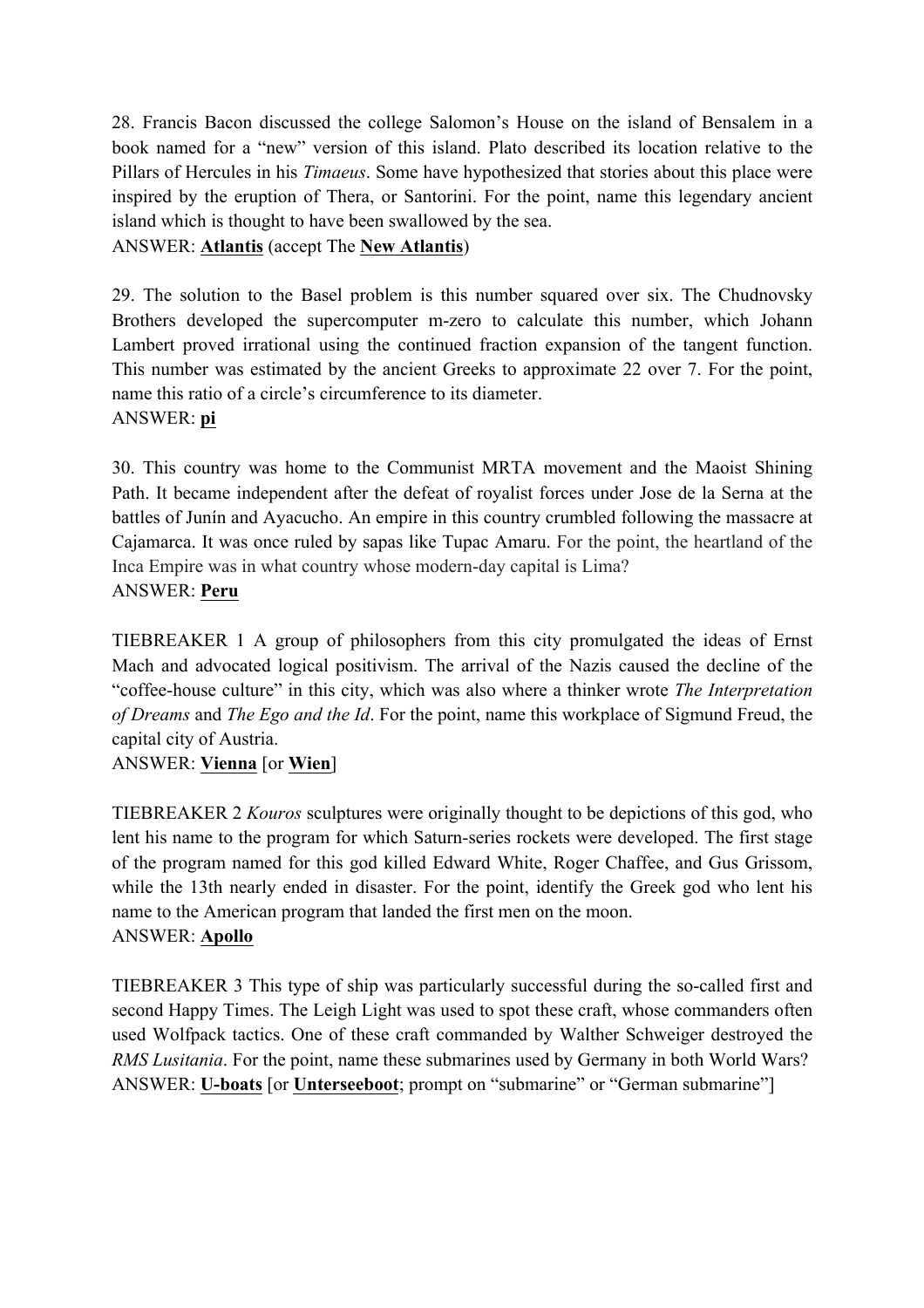28. Francis Bacon discussed the college Salomon's House on the island of Bensalem in a book named for a "new" version of this island. Plato described its location relative to the Pillars of Hercules in his *Timaeus*. Some have hypothesized that stories about this place were inspired by the eruption of Thera, or Santorini. For the point, name this legendary ancient island which is thought to have been swallowed by the sea.
ANSWER: **Atlantis** (accept The **New Atlantis**)

29. The solution to the Basel problem is this number squared over six. The Chudnovsky Brothers developed the supercomputer m-zero to calculate this number, which Johann Lambert proved irrational using the continued fraction expansion of the tangent function. This number was estimated by the ancient Greeks to approximate 22 over 7. For the point, name this ratio of a circle's circumference to its diameter.
ANSWER: **pi**

30. This country was home to the Communist MRTA movement and the Maoist Shining Path. It became independent after the defeat of royalist forces under Jose de la Serna at the battles of Junín and Ayacucho. An empire in this country crumbled following the massacre at Cajamarca. It was once ruled by sapas like Tupac Amaru. For the point, the heartland of the Inca Empire was in what country whose modern-day capital is Lima?
ANSWER: **Peru**

TIEBREAKER 1 A group of philosophers from this city promulgated the ideas of Ernst Mach and advocated logical positivism. The arrival of the Nazis caused the decline of the "coffee-house culture" in this city, which was also where a thinker wrote *The Interpretation of Dreams* and *The Ego and the Id*. For the point, name this workplace of Sigmund Freud, the capital city of Austria.
ANSWER: **Vienna** [or **Wien**]

TIEBREAKER 2 *Kouros* sculptures were originally thought to be depictions of this god, who lent his name to the program for which Saturn-series rockets were developed. The first stage of the program named for this god killed Edward White, Roger Chaffee, and Gus Grissom, while the 13th nearly ended in disaster. For the point, identify the Greek god who lent his name to the American program that landed the first men on the moon.
ANSWER: **Apollo**

TIEBREAKER 3 This type of ship was particularly successful during the so-called first and second Happy Times. The Leigh Light was used to spot these craft, whose commanders often used Wolfpack tactics. One of these craft commanded by Walther Schweiger destroyed the *RMS Lusitania*. For the point, name these submarines used by Germany in both World Wars?
ANSWER: **U-boats** [or **Unterseeboot**; prompt on "submarine" or "German submarine"]